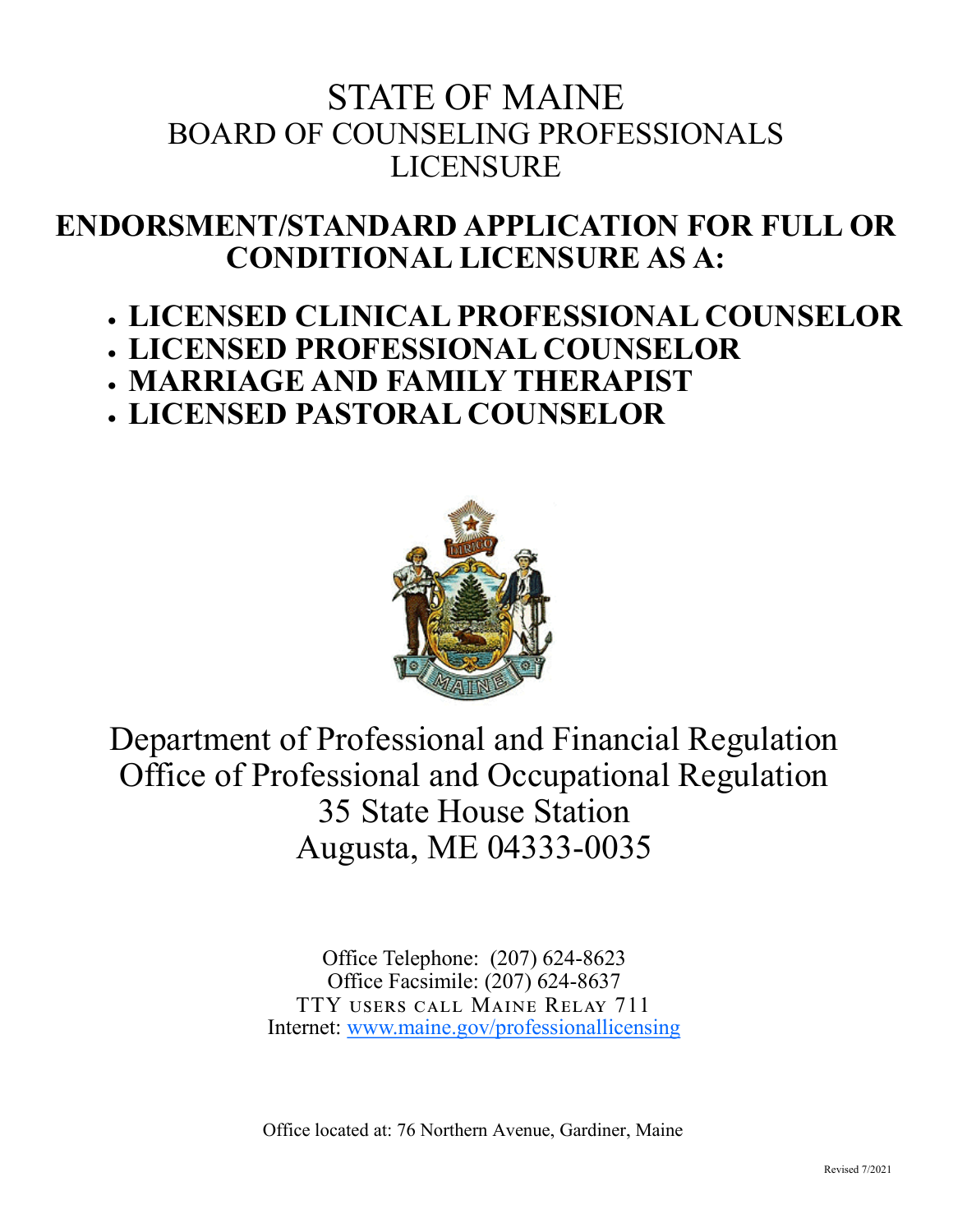# STATE OF MAINE
## BOARD OF COUNSELING PROFESSIONALS
## LICENSURE

## ENDORSMENT/STANDARD APPLICATION FOR FULL OR CONDITIONAL LICENSURE AS A:

- **LICENSED CLINICAL PROFESSIONAL COUNSELOR**
- **LICENSED PROFESSIONAL COUNSELOR**
- **MARRIAGE AND FAMILY THERAPIST**
- **LICENSED PASTORAL COUNSELOR**

Department of Professional and Financial Regulation
Office of Professional and Occupational Regulation
35 State House Station
Augusta, ME 04333-0035

Office Telephone: (207) 624-8623
Office Facsimile: (207) 624-8637
TTY users call Maine Relay 711
Internet: www.maine.gov/professionallicensing

Office located at: 76 Northern Avenue, Gardiner, Maine

Revised 7/2021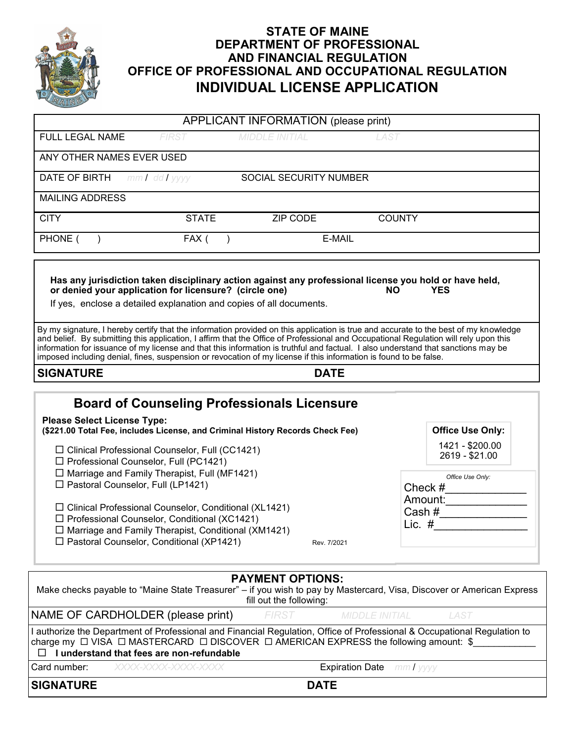# STATE OF MAINE
# DEPARTMENT OF PROFESSIONAL AND FINANCIAL REGULATION
# OFFICE OF PROFESSIONAL AND OCCUPATIONAL REGULATION
# INDIVIDUAL LICENSE APPLICATION

| APPLICANT INFORMATION (please print) | | | |
|---|---|---|---|
| FULL LEGAL NAME *FIRST* | *MIDDLE INITIAL* | *LAST* | |
| ANY OTHER NAMES EVER USED | | | |
| DATE OF BIRTH *mm / dd / yyyy* | SOCIAL SECURITY NUMBER | | |
| MAILING ADDRESS | | | |
| CITY | STATE | ZIP CODE | COUNTY |
| PHONE ( ) | FAX ( ) | E-MAIL | |

**Has any jurisdiction taken disciplinary action against any professional license you hold or have held, or denied your application for licensure? (circle one) NO YES**

If yes, enclose a detailed explanation and copies of all documents.

By my signature, I hereby certify that the information provided on this application is true and accurate to the best of my knowledge and belief. By submitting this application, I affirm that the Office of Professional and Occupational Regulation will rely upon this information for issuance of my license and that this information is truthful and factual. I also understand that sanctions may be imposed including denial, fines, suspension or revocation of my license if this information is found to be false.

**SIGNATURE** **DATE**

## Board of Counseling Professionals Licensure

**Please Select License Type:**
**($221.00 Total Fee, includes License, and Criminal History Records Check Fee)**

- ☐ Clinical Professional Counselor, Full (CC1421)
- ☐ Professional Counselor, Full (PC1421)
- ☐ Marriage and Family Therapist, Full (MF1421)
- ☐ Pastoral Counselor, Full (LP1421)

- ☐ Clinical Professional Counselor, Conditional (XL1421)
- ☐ Professional Counselor, Conditional (XC1421)
- ☐ Marriage and Family Therapist, Conditional (XM1421)
- ☐ Pastoral Counselor, Conditional (XP1421)

Rev. 7/2021

**Office Use Only:**
1421 - $200.00
2619 - $21.00

*Office Use Only:*
Check #_____________
Amount:_____________
Cash #______________
Lic. #_______________

**PAYMENT OPTIONS:**

Make checks payable to "Maine State Treasurer" – if you wish to pay by Mastercard, Visa, Discover or American Express fill out the following:

NAME OF CARDHOLDER (please print) *FIRST* *MIDDLE INITIAL* *LAST*

I authorize the Department of Professional and Financial Regulation, Office of Professional & Occupational Regulation to charge my ☐ VISA ☐ MASTERCARD ☐ DISCOVER ☐ AMERICAN EXPRESS the following amount: $____________

☐ **I understand that fees are non-refundable**

Card number: *XXXX-XXXX-XXXX-XXXX* Expiration Date *mm / yyyy*

**SIGNATURE** **DATE**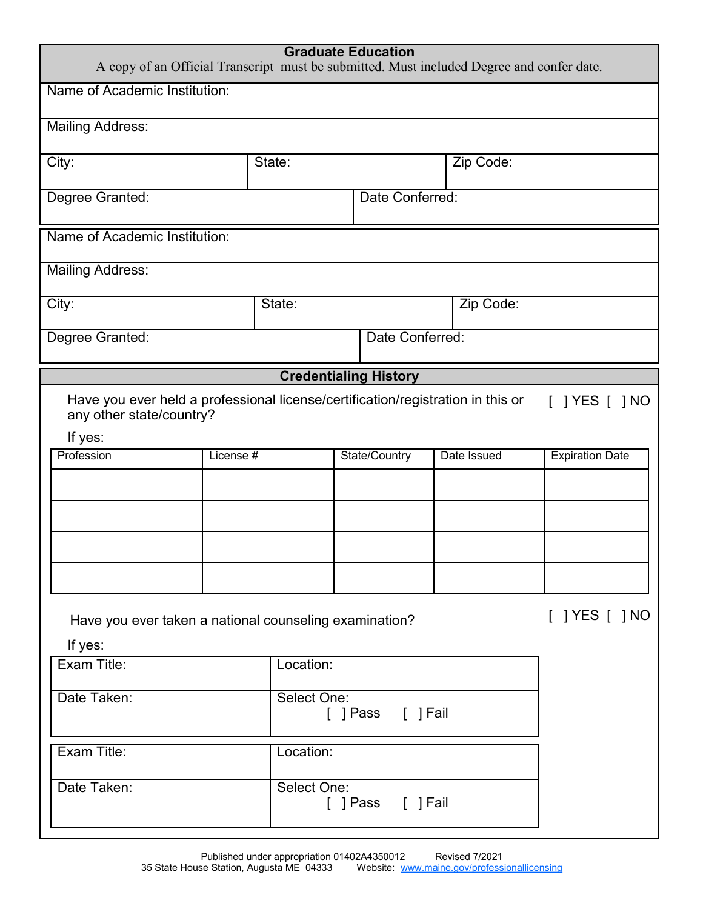## Graduate Education

A copy of an Official Transcript must be submitted. Must included Degree and confer date.

| Name of Academic Institution: | | |
|---|---|---|
| Mailing Address: | | |
| City: | State: | Zip Code: |
| Degree Granted: | Date Conferred: | |

| Name of Academic Institution: | | |
|---|---|---|
| Mailing Address: | | |
| City: | State: | Zip Code: |
| Degree Granted: | Date Conferred: | |

## Credentialing History

Have you ever held a professional license/certification/registration in this or any other state/country? [ ] YES [ ] NO

If yes:

| Profession | License # | State/Country | Date Issued | Expiration Date |
|---|---|---|---|---|
| | | | | |
| | | | | |
| | | | | |
| | | | | |

Have you ever taken a national counseling examination? [ ] YES [ ] NO

If yes:

| Exam Title: | Location: |
|---|---|
| Date Taken: | Select One: [ ] Pass [ ] Fail |

| Exam Title: | Location: |
|---|---|
| Date Taken: | Select One: [ ] Pass [ ] Fail |

Published under appropriation 01402A4350012 Revised 7/2021
35 State House Station, Augusta ME 04333 Website: www.maine.gov/professionallicensing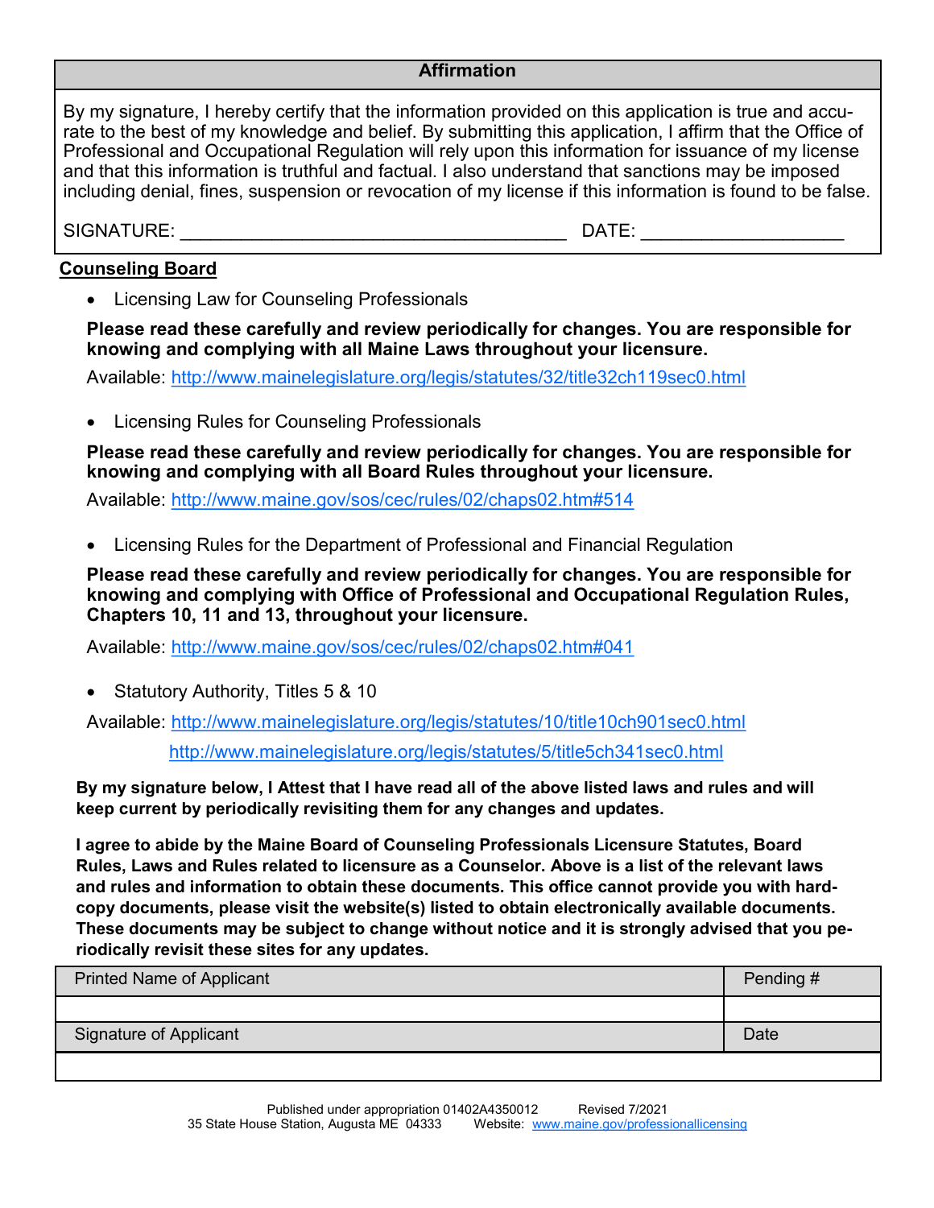| Affirmation |
|---|
| By my signature, I hereby certify that the information provided on this application is true and accurate to the best of my knowledge and belief. By submitting this application, I affirm that the Office of Professional and Occupational Regulation will rely upon this information for issuance of my license and that this information is truthful and factual. I also understand that sanctions may be imposed including denial, fines, suspension or revocation of my license if this information is found to be false. |
| SIGNATURE: _____________________________________ DATE: ___________________ |

**Counseling Board**

- Licensing Law for Counseling Professionals

**Please read these carefully and review periodically for changes. You are responsible for knowing and complying with all Maine Laws throughout your licensure.**

Available: http://www.mainelegislature.org/legis/statutes/32/title32ch119sec0.html

- Licensing Rules for Counseling Professionals

**Please read these carefully and review periodically for changes. You are responsible for knowing and complying with all Board Rules throughout your licensure.**

Available: http://www.maine.gov/sos/cec/rules/02/chaps02.htm#514

- Licensing Rules for the Department of Professional and Financial Regulation

**Please read these carefully and review periodically for changes. You are responsible for knowing and complying with Office of Professional and Occupational Regulation Rules, Chapters 10, 11 and 13, throughout your licensure.**

Available: http://www.maine.gov/sos/cec/rules/02/chaps02.htm#041

- Statutory Authority, Titles 5 & 10

Available: http://www.mainelegislature.org/legis/statutes/10/title10ch901sec0.html
http://www.mainelegislature.org/legis/statutes/5/title5ch341sec0.html

**By my signature below, I Attest that I have read all of the above listed laws and rules and will keep current by periodically revisiting them for any changes and updates.**

**I agree to abide by the Maine Board of Counseling Professionals Licensure Statutes, Board Rules, Laws and Rules related to licensure as a Counselor. Above is a list of the relevant laws and rules and information to obtain these documents. This office cannot provide you with hard-copy documents, please visit the website(s) listed to obtain electronically available documents. These documents may be subject to change without notice and it is strongly advised that you periodically revisit these sites for any updates.**

| Printed Name of Applicant | Pending # |
|---|---|
| | |
| Signature of Applicant | Date |
| | |

Published under appropriation 01402A4350012 Revised 7/2021
35 State House Station, Augusta ME 04333 Website: www.maine.gov/professionallicensing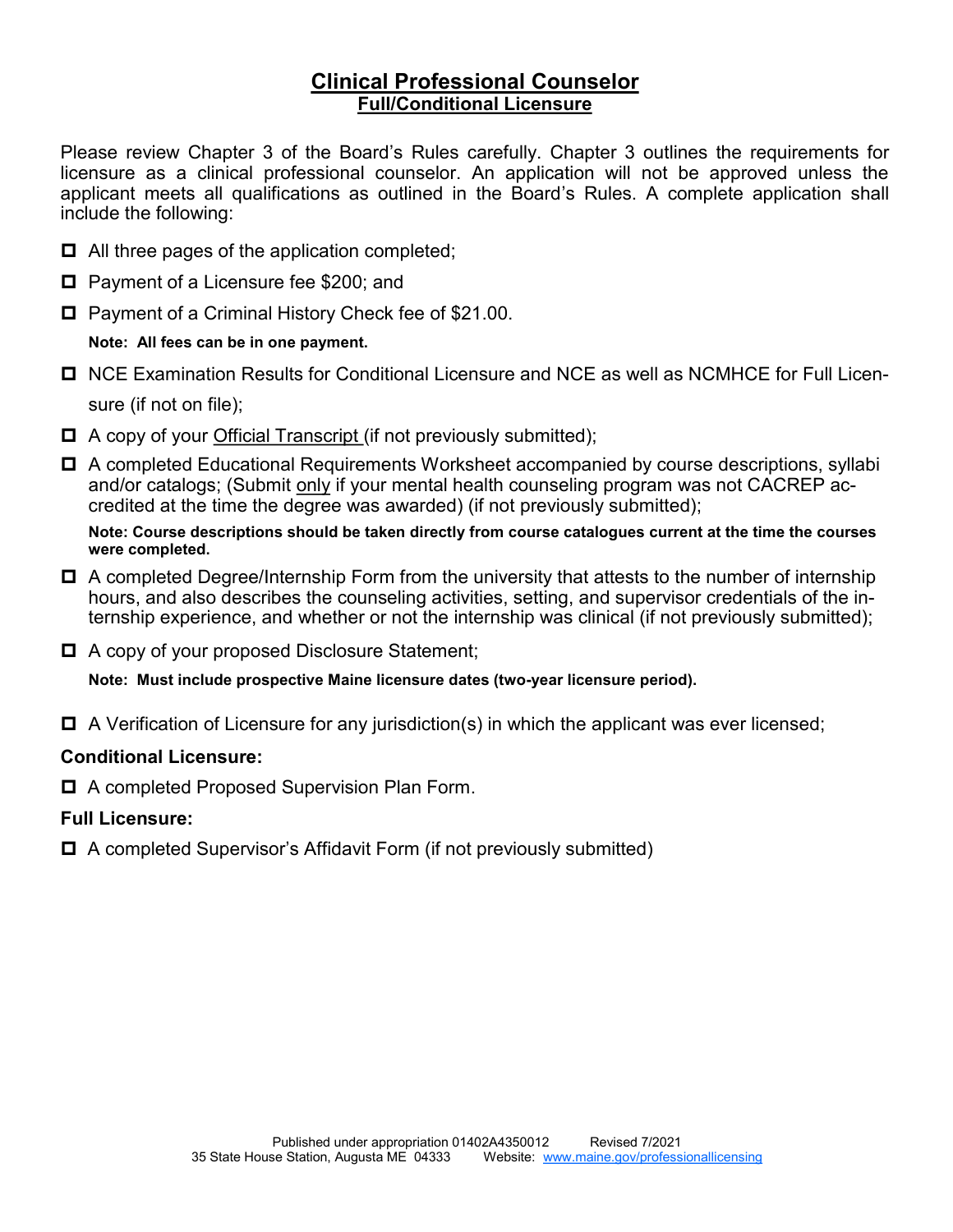# Clinical Professional Counselor

## Full/Conditional Licensure

Please review Chapter 3 of the Board's Rules carefully. Chapter 3 outlines the requirements for licensure as a clinical professional counselor. An application will not be approved unless the applicant meets all qualifications as outlined in the Board's Rules. A complete application shall include the following:

- ☐ All three pages of the application completed;
- ☐ Payment of a Licensure fee $200; and
- ☐ Payment of a Criminal History Check fee of $21.00.

  **Note: All fees can be in one payment.**

- ☐ NCE Examination Results for Conditional Licensure and NCE as well as NCMHCE for Full Licensure (if not on file);
- ☐ A copy of your Official Transcript (if not previously submitted);
- ☐ A completed Educational Requirements Worksheet accompanied by course descriptions, syllabi and/or catalogs; (Submit only if your mental health counseling program was not CACREP accredited at the time the degree was awarded) (if not previously submitted);

  **Note: Course descriptions should be taken directly from course catalogues current at the time the courses were completed.**

- ☐ A completed Degree/Internship Form from the university that attests to the number of internship hours, and also describes the counseling activities, setting, and supervisor credentials of the internship experience, and whether or not the internship was clinical (if not previously submitted);
- ☐ A copy of your proposed Disclosure Statement;

  **Note: Must include prospective Maine licensure dates (two-year licensure period).**

- ☐ A Verification of Licensure for any jurisdiction(s) in which the applicant was ever licensed;

**Conditional Licensure:**

- ☐ A completed Proposed Supervision Plan Form.

**Full Licensure:**

- ☐ A completed Supervisor's Affidavit Form (if not previously submitted)

Published under appropriation 01402A4350012 Revised 7/2021
35 State House Station, Augusta ME 04333 Website: www.maine.gov/professionallicensing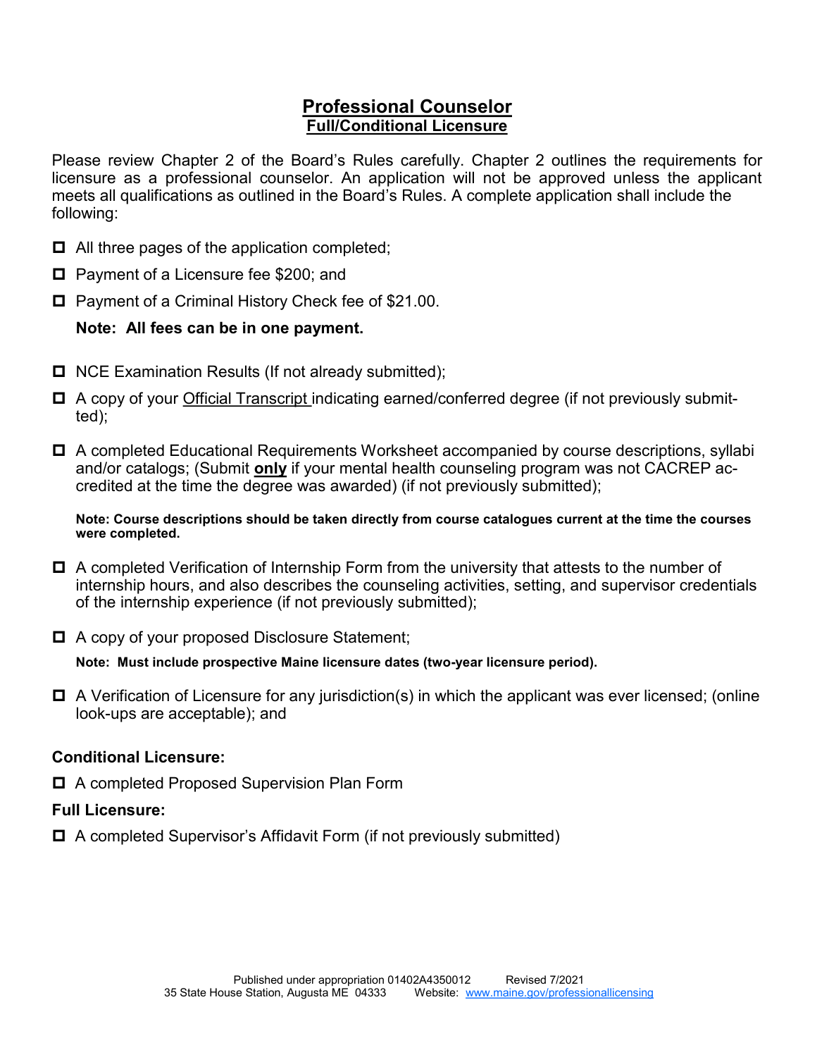# Professional Counselor
## Full/Conditional Licensure

Please review Chapter 2 of the Board's Rules carefully. Chapter 2 outlines the requirements for licensure as a professional counselor. An application will not be approved unless the applicant meets all qualifications as outlined in the Board's Rules. A complete application shall include the following:

- ☐ All three pages of the application completed;
- ☐ Payment of a Licensure fee $200; and
- ☐ Payment of a Criminal History Check fee of $21.00.

  **Note: All fees can be in one payment.**

- ☐ NCE Examination Results (If not already submitted);
- ☐ A copy of your Official Transcript indicating earned/conferred degree (if not previously submitted);
- ☐ A completed Educational Requirements Worksheet accompanied by course descriptions, syllabi and/or catalogs; (Submit **only** if your mental health counseling program was not CACREP accredited at the time the degree was awarded) (if not previously submitted);

  **Note: Course descriptions should be taken directly from course catalogues current at the time the courses were completed.**

- ☐ A completed Verification of Internship Form from the university that attests to the number of internship hours, and also describes the counseling activities, setting, and supervisor credentials of the internship experience (if not previously submitted);
- ☐ A copy of your proposed Disclosure Statement;

  **Note: Must include prospective Maine licensure dates (two-year licensure period).**

- ☐ A Verification of Licensure for any jurisdiction(s) in which the applicant was ever licensed; (online look-ups are acceptable); and

### Conditional Licensure:

- ☐ A completed Proposed Supervision Plan Form

### Full Licensure:

- ☐ A completed Supervisor's Affidavit Form (if not previously submitted)

Published under appropriation 01402A4350012 Revised 7/2021
35 State House Station, Augusta ME 04333 Website: www.maine.gov/professionallicensing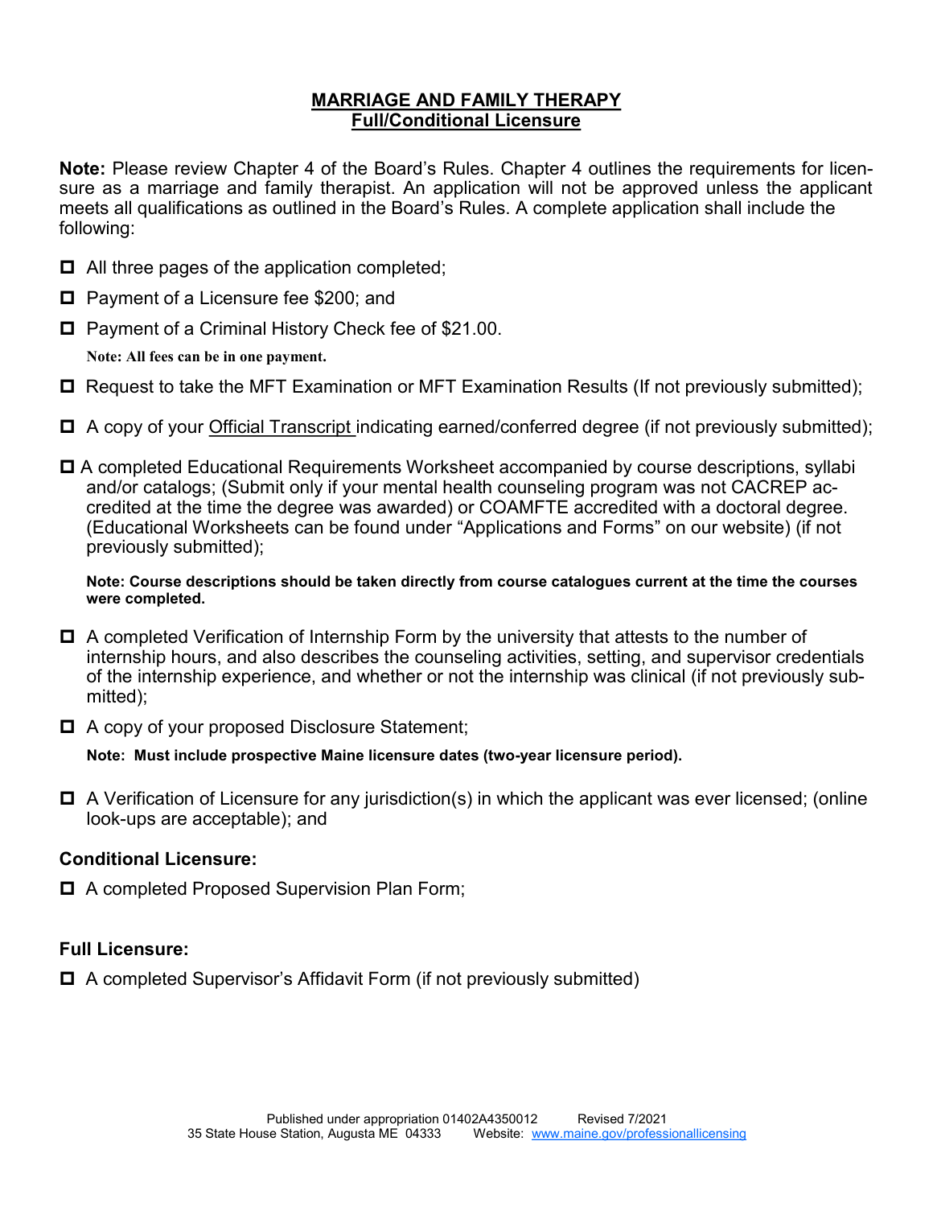# MARRIAGE AND FAMILY THERAPY
## Full/Conditional Licensure

**Note:** Please review Chapter 4 of the Board's Rules. Chapter 4 outlines the requirements for licensure as a marriage and family therapist. An application will not be approved unless the applicant meets all qualifications as outlined in the Board's Rules. A complete application shall include the following:

- ☐ All three pages of the application completed;
- ☐ Payment of a Licensure fee $200; and
- ☐ Payment of a Criminal History Check fee of $21.00.

  **Note: All fees can be in one payment.**

- ☐ Request to take the MFT Examination or MFT Examination Results (If not previously submitted);
- ☐ A copy of your Official Transcript indicating earned/conferred degree (if not previously submitted);
- ☐ A completed Educational Requirements Worksheet accompanied by course descriptions, syllabi and/or catalogs; (Submit only if your mental health counseling program was not CACREP accredited at the time the degree was awarded) or COAMFTE accredited with a doctoral degree. (Educational Worksheets can be found under "Applications and Forms" on our website) (if not previously submitted);

  **Note: Course descriptions should be taken directly from course catalogues current at the time the courses were completed.**

- ☐ A completed Verification of Internship Form by the university that attests to the number of internship hours, and also describes the counseling activities, setting, and supervisor credentials of the internship experience, and whether or not the internship was clinical (if not previously submitted);
- ☐ A copy of your proposed Disclosure Statement;

  **Note: Must include prospective Maine licensure dates (two-year licensure period).**

- ☐ A Verification of Licensure for any jurisdiction(s) in which the applicant was ever licensed; (online look-ups are acceptable); and

### Conditional Licensure:

- ☐ A completed Proposed Supervision Plan Form;

### Full Licensure:

- ☐ A completed Supervisor's Affidavit Form (if not previously submitted)

Published under appropriation 01402A4350012 Revised 7/2021
35 State House Station, Augusta ME 04333 Website: www.maine.gov/professionallicensing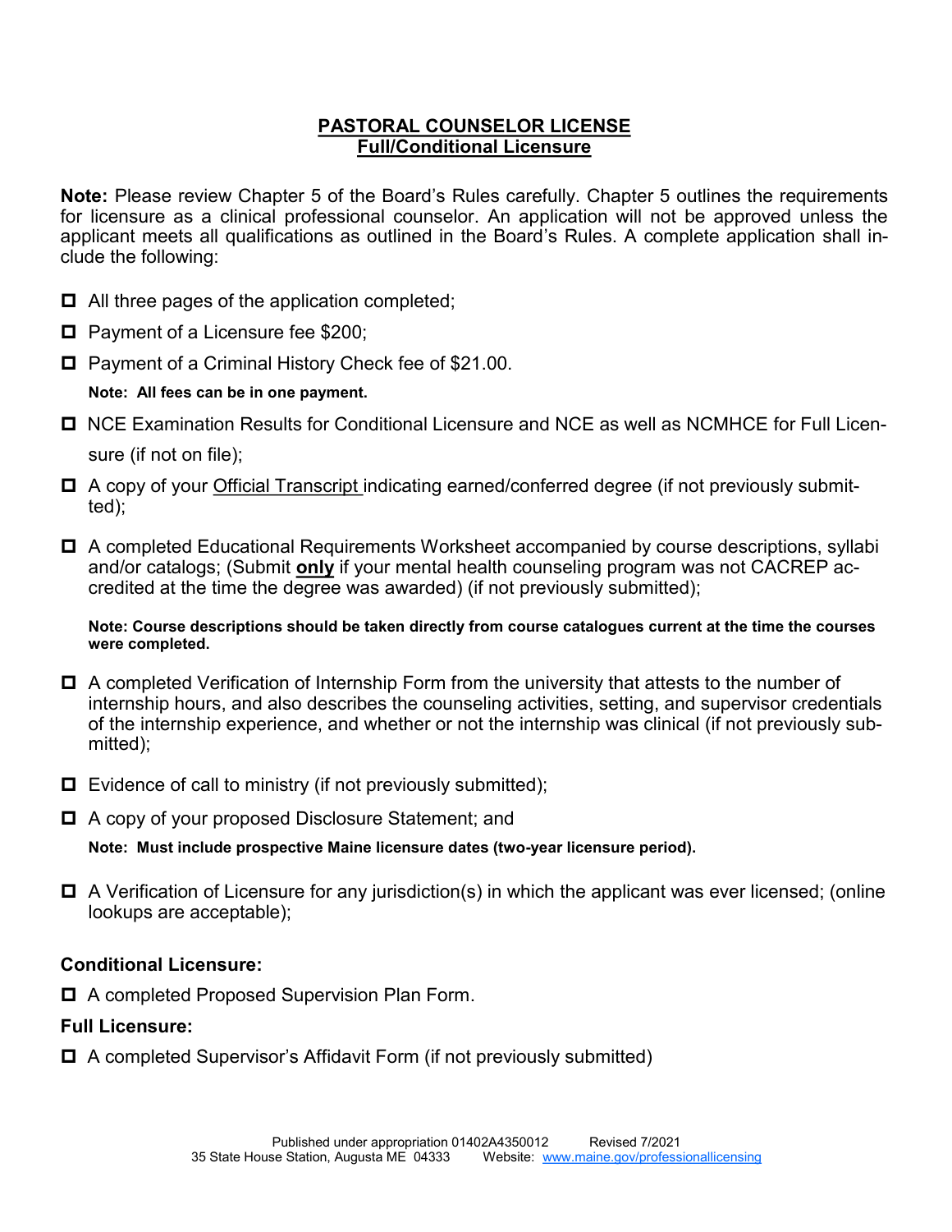# PASTORAL COUNSELOR LICENSE
## Full/Conditional Licensure

**Note:** Please review Chapter 5 of the Board's Rules carefully. Chapter 5 outlines the requirements for licensure as a clinical professional counselor. An application will not be approved unless the applicant meets all qualifications as outlined in the Board's Rules. A complete application shall include the following:

- ☐ All three pages of the application completed;
- ☐ Payment of a Licensure fee $200;
- ☐ Payment of a Criminal History Check fee of $21.00.

  **Note: All fees can be in one payment.**

- ☐ NCE Examination Results for Conditional Licensure and NCE as well as NCMHCE for Full Licensure (if not on file);
- ☐ A copy of your Official Transcript indicating earned/conferred degree (if not previously submitted);
- ☐ A completed Educational Requirements Worksheet accompanied by course descriptions, syllabi and/or catalogs; (Submit **only** if your mental health counseling program was not CACREP accredited at the time the degree was awarded) (if not previously submitted);

  **Note: Course descriptions should be taken directly from course catalogues current at the time the courses were completed.**

- ☐ A completed Verification of Internship Form from the university that attests to the number of internship hours, and also describes the counseling activities, setting, and supervisor credentials of the internship experience, and whether or not the internship was clinical (if not previously submitted);
- ☐ Evidence of call to ministry (if not previously submitted);
- ☐ A copy of your proposed Disclosure Statement; and

  **Note: Must include prospective Maine licensure dates (two-year licensure period).**

- ☐ A Verification of Licensure for any jurisdiction(s) in which the applicant was ever licensed; (online lookups are acceptable);

### Conditional Licensure:

- ☐ A completed Proposed Supervision Plan Form.

### Full Licensure:

- ☐ A completed Supervisor's Affidavit Form (if not previously submitted)

Published under appropriation 01402A4350012 Revised 7/2021
35 State House Station, Augusta ME 04333 Website: www.maine.gov/professionallicensing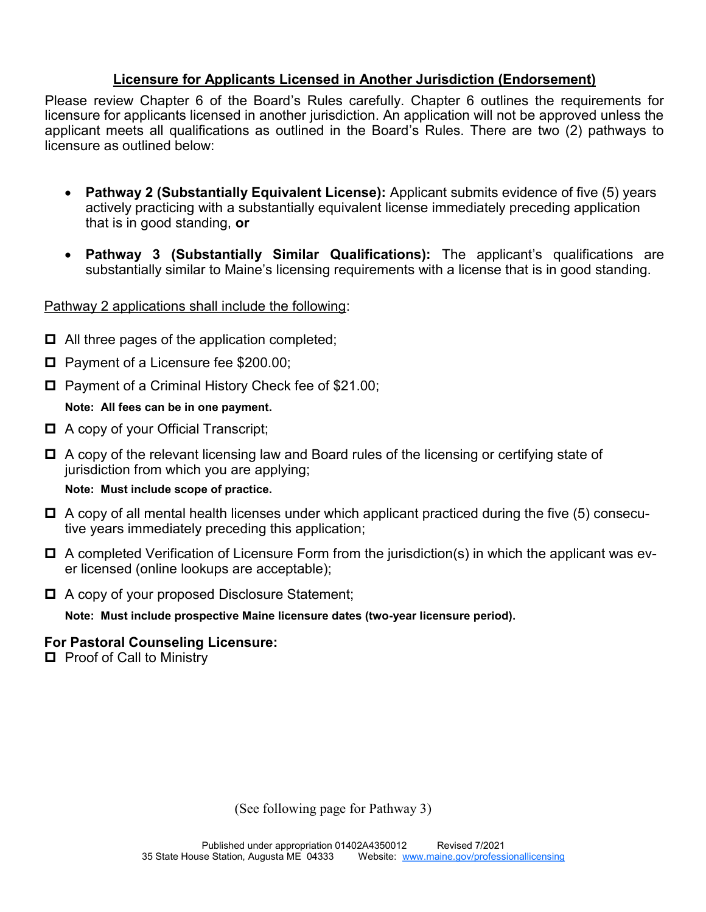## Licensure for Applicants Licensed in Another Jurisdiction (Endorsement)

Please review Chapter 6 of the Board's Rules carefully. Chapter 6 outlines the requirements for licensure for applicants licensed in another jurisdiction. An application will not be approved unless the applicant meets all qualifications as outlined in the Board's Rules. There are two (2) pathways to licensure as outlined below:

- **Pathway 2 (Substantially Equivalent License):** Applicant submits evidence of five (5) years actively practicing with a substantially equivalent license immediately preceding application that is in good standing, **or**
- **Pathway 3 (Substantially Similar Qualifications):** The applicant's qualifications are substantially similar to Maine's licensing requirements with a license that is in good standing.

Pathway 2 applications shall include the following:

- ☐ All three pages of the application completed;
- ☐ Payment of a Licensure fee $200.00;
- ☐ Payment of a Criminal History Check fee of $21.00;

  **Note: All fees can be in one payment.**
- ☐ A copy of your Official Transcript;
- ☐ A copy of the relevant licensing law and Board rules of the licensing or certifying state of jurisdiction from which you are applying;

  **Note: Must include scope of practice.**
- ☐ A copy of all mental health licenses under which applicant practiced during the five (5) consecutive years immediately preceding this application;
- ☐ A completed Verification of Licensure Form from the jurisdiction(s) in which the applicant was ever licensed (online lookups are acceptable);
- ☐ A copy of your proposed Disclosure Statement;

  **Note: Must include prospective Maine licensure dates (two-year licensure period).**

**For Pastoral Counseling Licensure:**

- ☐ Proof of Call to Ministry

(See following page for Pathway 3)

Published under appropriation 01402A4350012 Revised 7/2021
35 State House Station, Augusta ME 04333 Website: www.maine.gov/professionallicensing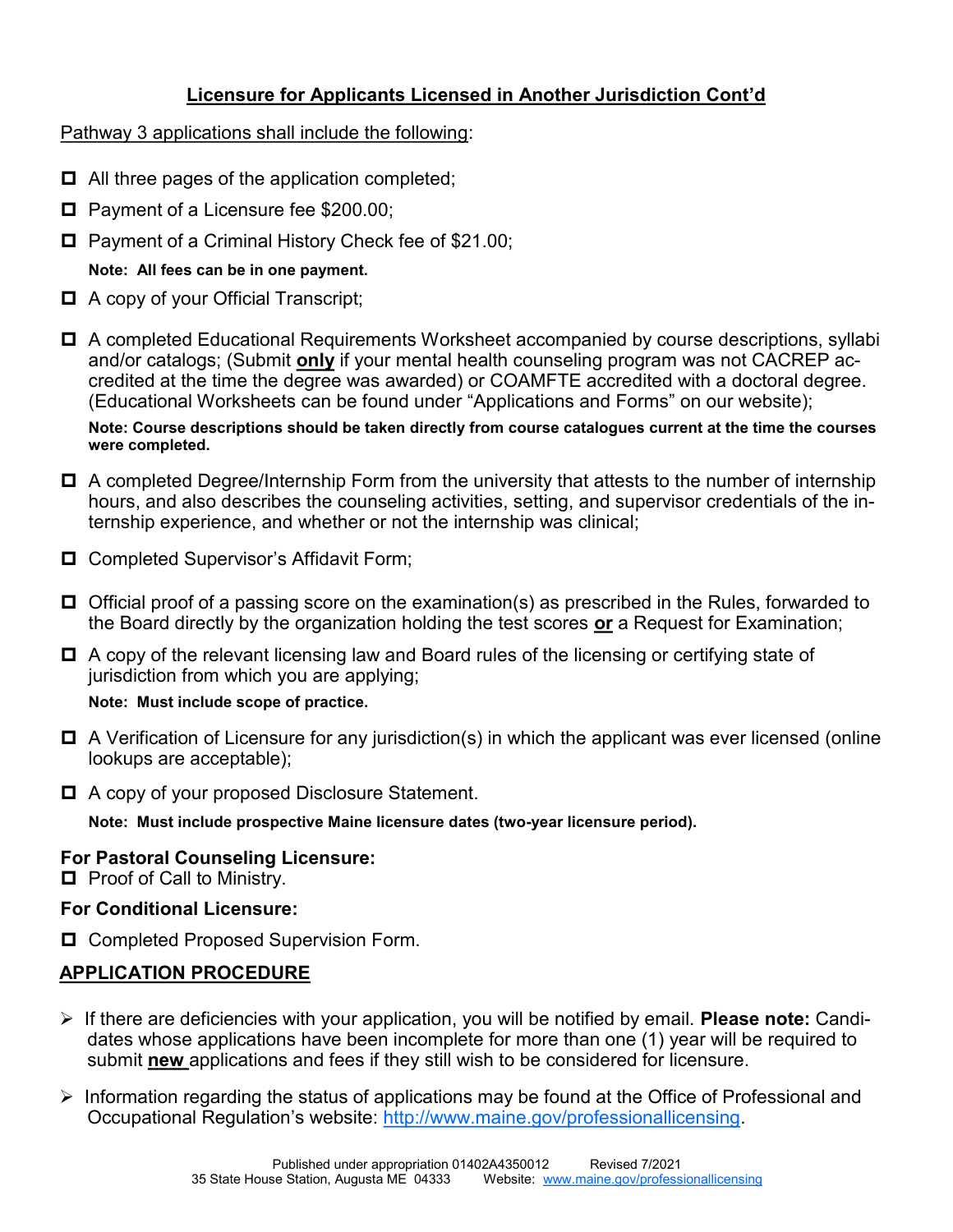## Licensure for Applicants Licensed in Another Jurisdiction Cont'd

Pathway 3 applications shall include the following:

- ☐ All three pages of the application completed;
- ☐ Payment of a Licensure fee $200.00;
- ☐ Payment of a Criminal History Check fee of $21.00;

  **Note: All fees can be in one payment.**

- ☐ A copy of your Official Transcript;
- ☐ A completed Educational Requirements Worksheet accompanied by course descriptions, syllabi and/or catalogs; (Submit **only** if your mental health counseling program was not CACREP accredited at the time the degree was awarded) or COAMFTE accredited with a doctoral degree. (Educational Worksheets can be found under "Applications and Forms" on our website);

  **Note: Course descriptions should be taken directly from course catalogues current at the time the courses were completed.**

- ☐ A completed Degree/Internship Form from the university that attests to the number of internship hours, and also describes the counseling activities, setting, and supervisor credentials of the internship experience, and whether or not the internship was clinical;
- ☐ Completed Supervisor's Affidavit Form;
- ☐ Official proof of a passing score on the examination(s) as prescribed in the Rules, forwarded to the Board directly by the organization holding the test scores **or** a Request for Examination;
- ☐ A copy of the relevant licensing law and Board rules of the licensing or certifying state of jurisdiction from which you are applying;

  **Note: Must include scope of practice.**

- ☐ A Verification of Licensure for any jurisdiction(s) in which the applicant was ever licensed (online lookups are acceptable);
- ☐ A copy of your proposed Disclosure Statement.

  **Note: Must include prospective Maine licensure dates (two-year licensure period).**

**For Pastoral Counseling Licensure:**

- ☐ Proof of Call to Ministry.

**For Conditional Licensure:**

- ☐ Completed Proposed Supervision Form.

## APPLICATION PROCEDURE

- If there are deficiencies with your application, you will be notified by email. **Please note:** Candidates whose applications have been incomplete for more than one (1) year will be required to submit **new** applications and fees if they still wish to be considered for licensure.
- Information regarding the status of applications may be found at the Office of Professional and Occupational Regulation's website: http://www.maine.gov/professionallicensing.

Published under appropriation 01402A4350012 Revised 7/2021
35 State House Station, Augusta ME 04333 Website: www.maine.gov/professionallicensing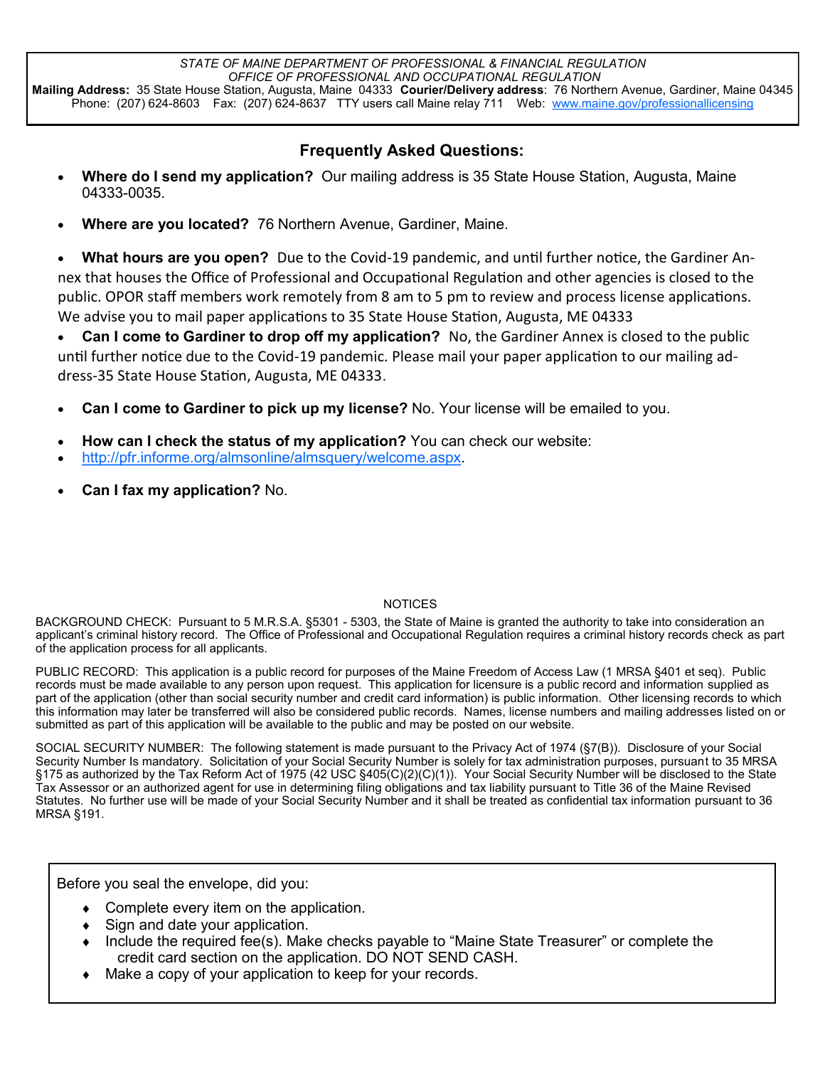STATE OF MAINE DEPARTMENT OF PROFESSIONAL & FINANCIAL REGULATION
OFFICE OF PROFESSIONAL AND OCCUPATIONAL REGULATION

**Mailing Address:** 35 State House Station, Augusta, Maine 04333 **Courier/Delivery address**: 76 Northern Avenue, Gardiner, Maine 04345
Phone: (207) 624-8603 Fax: (207) 624-8637 TTY users call Maine relay 711 Web: www.maine.gov/professionallicensing

## Frequently Asked Questions:

- **Where do I send my application?** Our mailing address is 35 State House Station, Augusta, Maine 04333-0035.
- **Where are you located?** 76 Northern Avenue, Gardiner, Maine.
- **What hours are you open?** Due to the Covid-19 pandemic, and until further notice, the Gardiner Annex that houses the Office of Professional and Occupational Regulation and other agencies is closed to the public. OPOR staff members work remotely from 8 am to 5 pm to review and process license applications. We advise you to mail paper applications to 35 State House Station, Augusta, ME 04333
- **Can I come to Gardiner to drop off my application?** No, the Gardiner Annex is closed to the public until further notice due to the Covid-19 pandemic. Please mail your paper application to our mailing address-35 State House Station, Augusta, ME 04333.
- **Can I come to Gardiner to pick up my license?** No. Your license will be emailed to you.
- **How can I check the status of my application?** You can check our website:
- http://pfr.informe.org/almsonline/almsquery/welcome.aspx.
- **Can I fax my application?** No.

NOTICES

BACKGROUND CHECK: Pursuant to 5 M.R.S.A. §5301 - 5303, the State of Maine is granted the authority to take into consideration an applicant's criminal history record. The Office of Professional and Occupational Regulation requires a criminal history records check as part of the application process for all applicants.

PUBLIC RECORD: This application is a public record for purposes of the Maine Freedom of Access Law (1 MRSA §401 et seq). Public records must be made available to any person upon request. This application for licensure is a public record and information supplied as part of the application (other than social security number and credit card information) is public information. Other licensing records to which this information may later be transferred will also be considered public records. Names, license numbers and mailing addresses listed on or submitted as part of this application will be available to the public and may be posted on our website.

SOCIAL SECURITY NUMBER: The following statement is made pursuant to the Privacy Act of 1974 (§7(B)). Disclosure of your Social Security Number Is mandatory. Solicitation of your Social Security Number is solely for tax administration purposes, pursuant to 35 MRSA §175 as authorized by the Tax Reform Act of 1975 (42 USC §405(C)(2)(C)(1)). Your Social Security Number will be disclosed to the State Tax Assessor or an authorized agent for use in determining filing obligations and tax liability pursuant to Title 36 of the Maine Revised Statutes. No further use will be made of your Social Security Number and it shall be treated as confidential tax information pursuant to 36 MRSA §191.

Before you seal the envelope, did you:

- Complete every item on the application.
- Sign and date your application.
- Include the required fee(s). Make checks payable to "Maine State Treasurer" or complete the credit card section on the application. DO NOT SEND CASH.
- Make a copy of your application to keep for your records.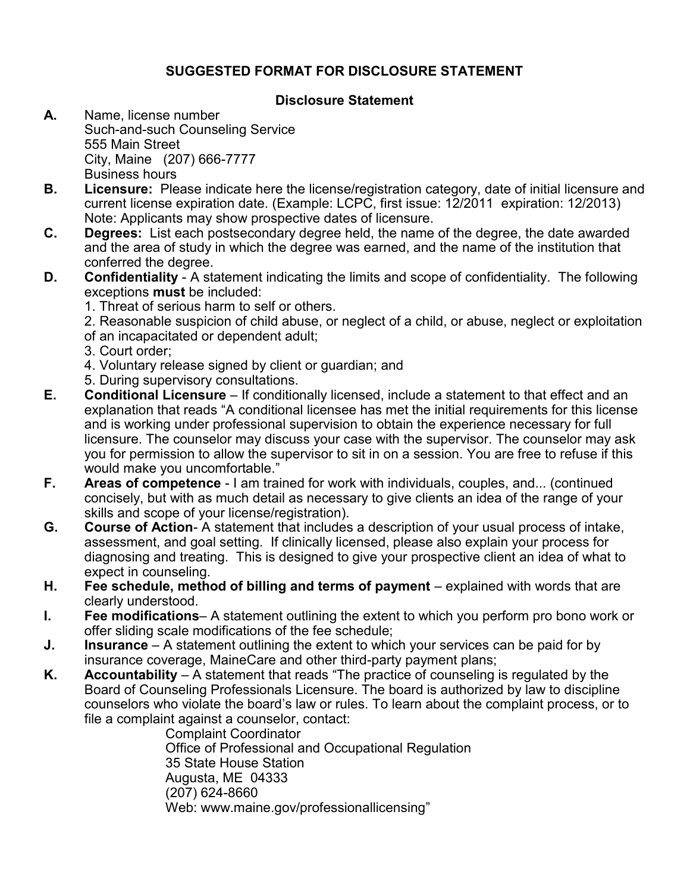## SUGGESTED FORMAT FOR DISCLOSURE STATEMENT

### Disclosure Statement

**A.** Name, license number
Such-and-such Counseling Service
555 Main Street
City, Maine (207) 666-7777
Business hours

**B.** **Licensure:** Please indicate here the license/registration category, date of initial licensure and current license expiration date. (Example: LCPC, first issue: 12/2011 expiration: 12/2013) Note: Applicants may show prospective dates of licensure.

**C.** **Degrees:** List each postsecondary degree held, the name of the degree, the date awarded and the area of study in which the degree was earned, and the name of the institution that conferred the degree.

**D.** **Confidentiality** - A statement indicating the limits and scope of confidentiality. The following exceptions **must** be included:
1. Threat of serious harm to self or others.
2. Reasonable suspicion of child abuse, or neglect of a child, or abuse, neglect or exploitation of an incapacitated or dependent adult;
3. Court order;
4. Voluntary release signed by client or guardian; and
5. During supervisory consultations.

**E.** **Conditional Licensure** – If conditionally licensed, include a statement to that effect and an explanation that reads "A conditional licensee has met the initial requirements for this license and is working under professional supervision to obtain the experience necessary for full licensure. The counselor may discuss your case with the supervisor. The counselor may ask you for permission to allow the supervisor to sit in on a session. You are free to refuse if this would make you uncomfortable."

**F.** **Areas of competence** - I am trained for work with individuals, couples, and... (continued concisely, but with as much detail as necessary to give clients an idea of the range of your skills and scope of your license/registration).

**G.** **Course of Action**- A statement that includes a description of your usual process of intake, assessment, and goal setting. If clinically licensed, please also explain your process for diagnosing and treating. This is designed to give your prospective client an idea of what to expect in counseling.

**H.** **Fee schedule, method of billing and terms of payment** – explained with words that are clearly understood.

**I.** **Fee modifications**– A statement outlining the extent to which you perform pro bono work or offer sliding scale modifications of the fee schedule;

**J.** **Insurance** – A statement outlining the extent to which your services can be paid for by insurance coverage, MaineCare and other third-party payment plans;

**K.** **Accountability** – A statement that reads "The practice of counseling is regulated by the Board of Counseling Professionals Licensure. The board is authorized by law to discipline counselors who violate the board's law or rules. To learn about the complaint process, or to file a complaint against a counselor, contact:

Complaint Coordinator
Office of Professional and Occupational Regulation
35 State House Station
Augusta, ME 04333
(207) 624-8660
Web: www.maine.gov/professionallicensing"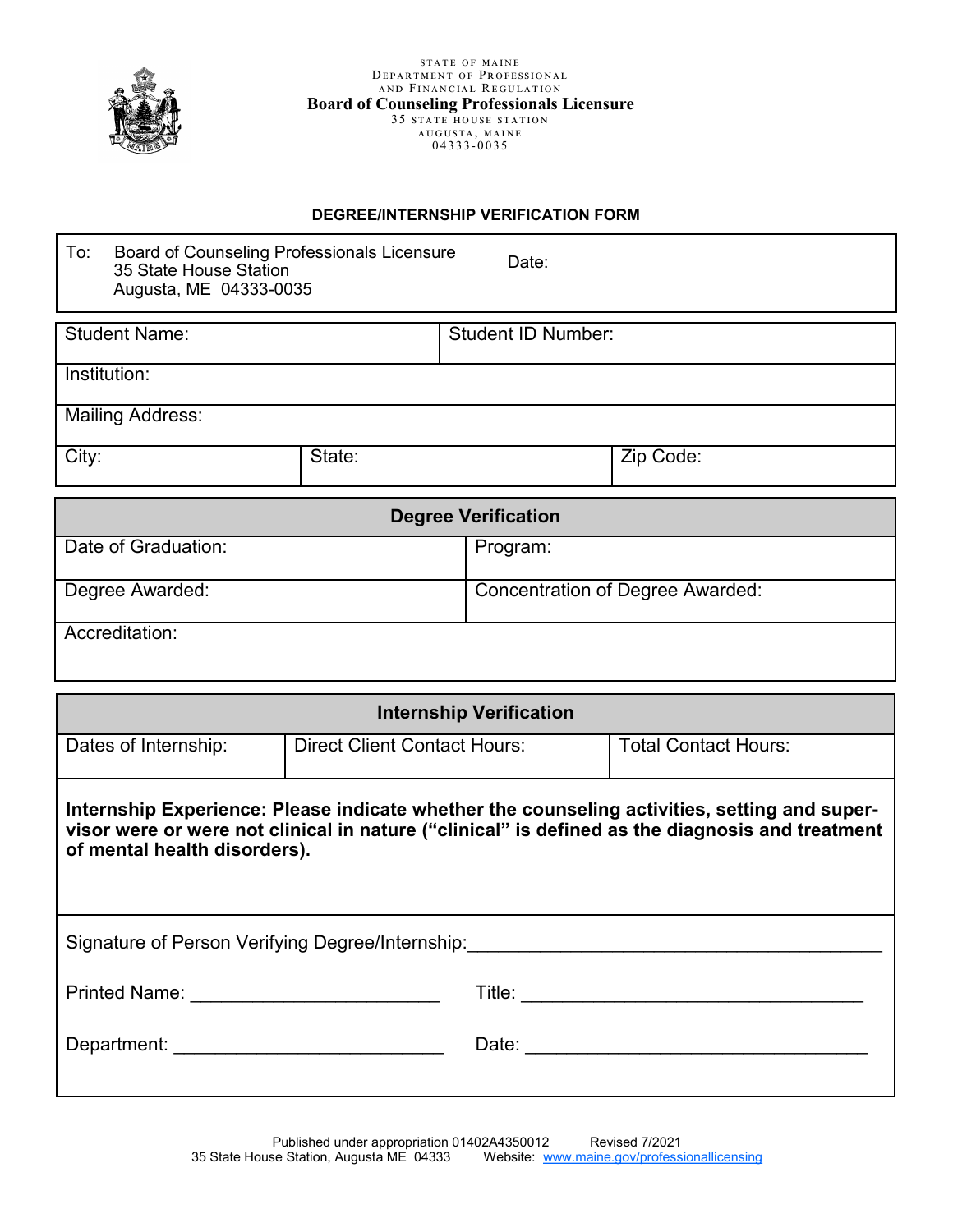STATE OF MAINE
DEPARTMENT OF PROFESSIONAL
AND FINANCIAL REGULATION
**Board of Counseling Professionals Licensure**
35 STATE HOUSE STATION
AUGUSTA, MAINE
04333-0035

## DEGREE/INTERNSHIP VERIFICATION FORM

| To: Board of Counseling Professionals Licensure<br>35 State House Station<br>Augusta, ME 04333-0035 | Date: |
|---|---|

| Student Name: | | Student ID Number: |
|---|---|---|
| Institution: | | |
| Mailing Address: | | |
| City: | State: | Zip Code: |

| **Degree Verification** | |
|---|---|
| Date of Graduation: | Program: |
| Degree Awarded: | Concentration of Degree Awarded: |
| Accreditation: | |

| **Internship Verification** | | |
|---|---|---|
| Dates of Internship: | Direct Client Contact Hours: | Total Contact Hours: |

**Internship Experience: Please indicate whether the counseling activities, setting and supervisor were or were not clinical in nature ("clinical" is defined as the diagnosis and treatment of mental health disorders).**

Signature of Person Verifying Degree/Internship:________________________________________

Printed Name: ________________________ Title: __________________________________

Department: __________________________ Date: __________________________________

Published under appropriation 01402A4350012 Revised 7/2021
35 State House Station, Augusta ME 04333 Website: www.maine.gov/professionallicensing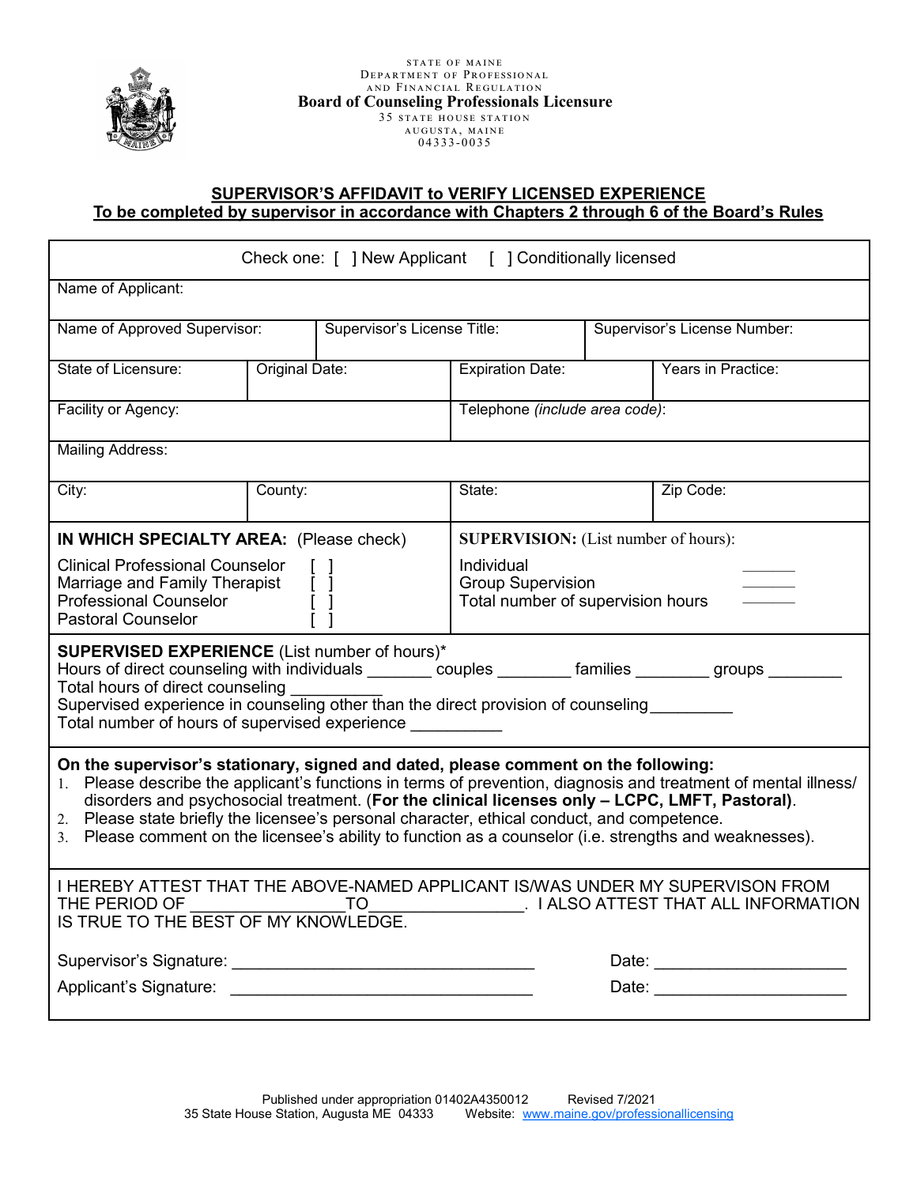STATE OF MAINE
DEPARTMENT OF PROFESSIONAL
AND FINANCIAL REGULATION
**Board of Counseling Professionals Licensure**
35 STATE HOUSE STATION
AUGUSTA, MAINE
04333-0035

## SUPERVISOR'S AFFIDAVIT to VERIFY LICENSED EXPERIENCE
### To be completed by supervisor in accordance with Chapters 2 through 6 of the Board's Rules

Check one: [ ] New Applicant [ ] Conditionally licensed

Name of Applicant:

| Name of Approved Supervisor: | Supervisor's License Title: | Supervisor's License Number: |
|---|---|---|
| | | |

| State of Licensure: | Original Date: | Expiration Date: | Years in Practice: |
|---|---|---|---|
| | | | |

| Facility or Agency: | Telephone *(include area code)*: |
|---|---|
| | |

Mailing Address:

| City: | County: | State: | Zip Code: |
|---|---|---|---|
| | | | |

**IN WHICH SPECIALTY AREA:** (Please check)

- Clinical Professional Counselor [ ]
- Marriage and Family Therapist [ ]
- Professional Counselor [ ]
- Pastoral Counselor [ ]

**SUPERVISION:** (List number of hours):

- Individual _______
- Group Supervision _______
- Total number of supervision hours _______

**SUPERVISED EXPERIENCE** (List number of hours)*

Hours of direct counseling with individuals _______ couples ________ families ________ groups ________

Total hours of direct counseling __________

Supervised experience in counseling other than the direct provision of counseling _________

Total number of hours of supervised experience __________

**On the supervisor's stationary, signed and dated, please comment on the following:**

1. Please describe the applicant's functions in terms of prevention, diagnosis and treatment of mental illness/ disorders and psychosocial treatment. (**For the clinical licenses only – LCPC, LMFT, Pastoral**).
2. Please state briefly the licensee's personal character, ethical conduct, and competence.
3. Please comment on the licensee's ability to function as a counselor (i.e. strengths and weaknesses).

I HEREBY ATTEST THAT THE ABOVE-NAMED APPLICANT IS/WAS UNDER MY SUPERVISON FROM THE PERIOD OF ________________TO________________. I ALSO ATTEST THAT ALL INFORMATION IS TRUE TO THE BEST OF MY KNOWLEDGE.

Supervisor's Signature: ________________________________ Date: _____________________

Applicant's Signature: ________________________________ Date: _____________________

Published under appropriation 01402A4350012 Revised 7/2021
35 State House Station, Augusta ME 04333 Website: www.maine.gov/professionallicensing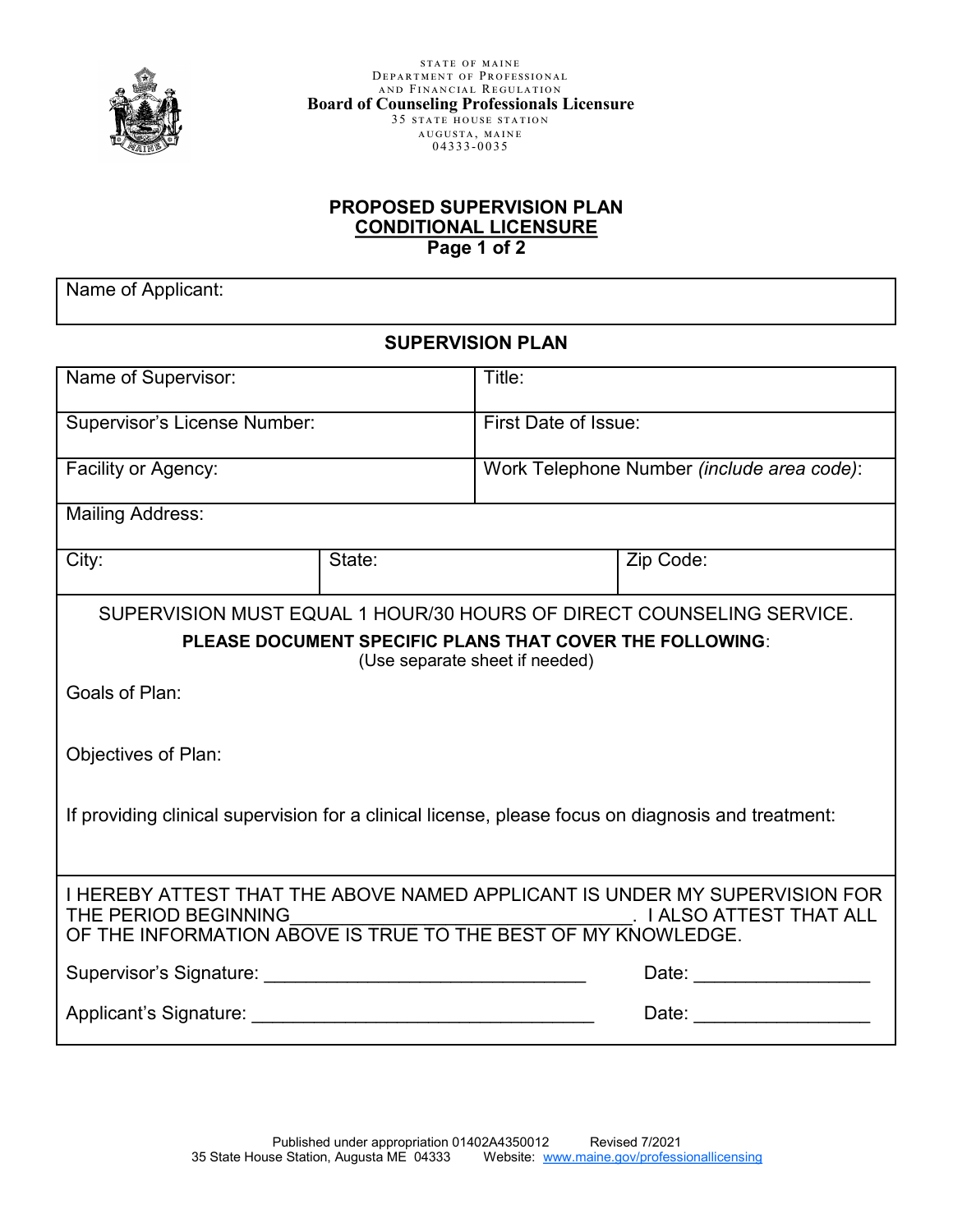STATE OF MAINE
DEPARTMENT OF PROFESSIONAL
AND FINANCIAL REGULATION
**Board of Counseling Professionals Licensure**
35 STATE HOUSE STATION
AUGUSTA, MAINE
04333-0035

## PROPOSED SUPERVISION PLAN
## CONDITIONAL LICENSURE
**Page 1 of 2**

| Name of Applicant: |
|---|

### SUPERVISION PLAN

| Name of Supervisor: | | Title: |
|---|---|---|
| Supervisor's License Number: | | First Date of Issue: |
| Facility or Agency: | | Work Telephone Number *(include area code)*: |
| Mailing Address: | | |
| City: | State: | Zip Code: |

SUPERVISION MUST EQUAL 1 HOUR/30 HOURS OF DIRECT COUNSELING SERVICE.

**PLEASE DOCUMENT SPECIFIC PLANS THAT COVER THE FOLLOWING**:
(Use separate sheet if needed)

Goals of Plan:

Objectives of Plan:

If providing clinical supervision for a clinical license, please focus on diagnosis and treatment:

I HEREBY ATTEST THAT THE ABOVE NAMED APPLICANT IS UNDER MY SUPERVISION FOR THE PERIOD BEGINNING_______________________________. I ALSO ATTEST THAT ALL OF THE INFORMATION ABOVE IS TRUE TO THE BEST OF MY KNOWLEDGE.

Supervisor's Signature: _______________________________ Date: _________________

Applicant's Signature: _________________________________ Date: _________________

Published under appropriation 01402A4350012 Revised 7/2021
35 State House Station, Augusta ME 04333 Website: www.maine.gov/professionallicensing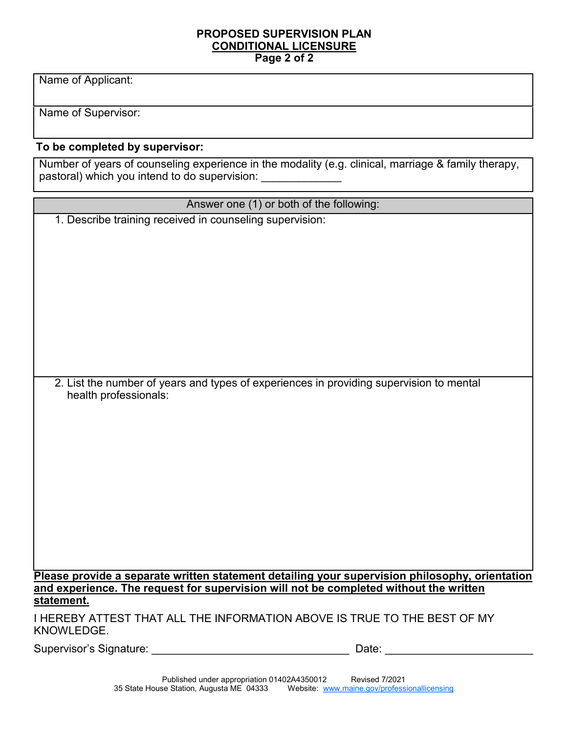**PROPOSED SUPERVISION PLAN**
**CONDITIONAL LICENSURE**
**Page 2 of 2**

| Name of Applicant: |
|---|
| Name of Supervisor: |

**To be completed by supervisor:**

| Number of years of counseling experience in the modality (e.g. clinical, marriage & family therapy, pastoral) which you intend to do supervision: _____________ |
|---|

| Answer one (1) or both of the following: |
|---|
| 1. Describe training received in counseling supervision: |
| 2. List the number of years and types of experiences in providing supervision to mental health professionals: |

**Please provide a separate written statement detailing your supervision philosophy, orientation and experience. The request for supervision will not be completed without the written statement.**

I HEREBY ATTEST THAT ALL THE INFORMATION ABOVE IS TRUE TO THE BEST OF MY KNOWLEDGE.

Supervisor's Signature: ________________________________ Date: ________________________

Published under appropriation 01402A4350012 Revised 7/2021
35 State House Station, Augusta ME 04333 Website: www.maine.gov/professionallicensing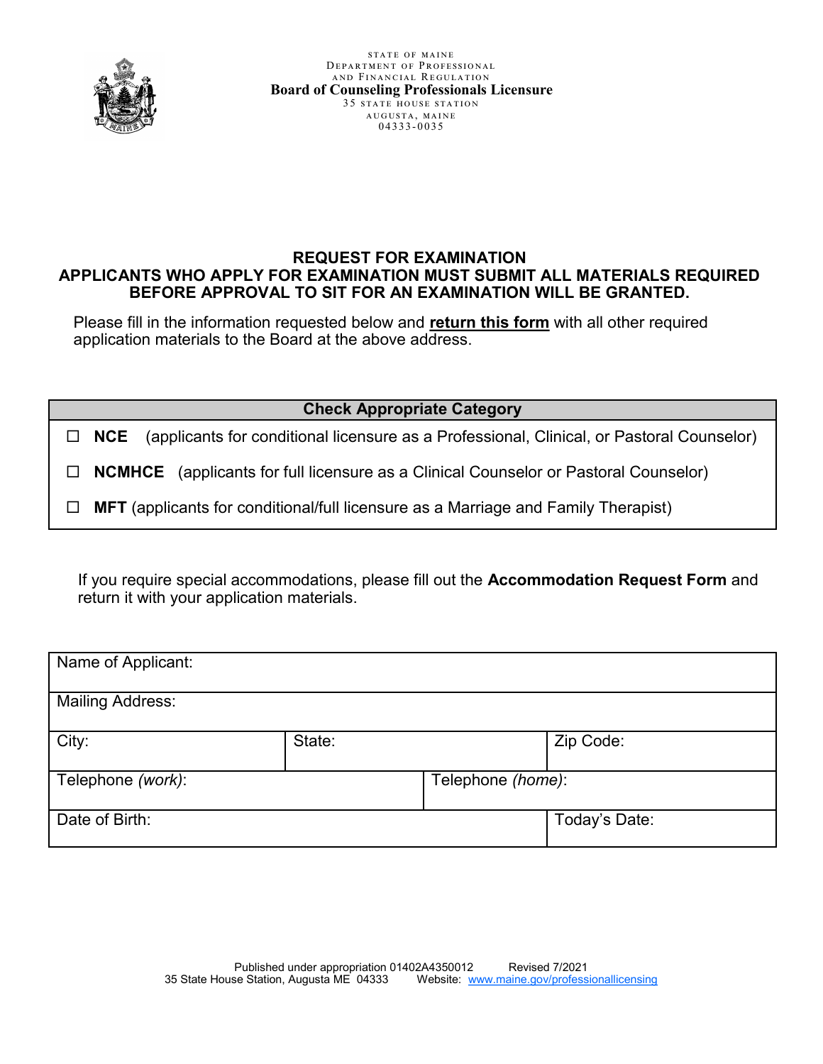STATE OF MAINE
DEPARTMENT OF PROFESSIONAL
AND FINANCIAL REGULATION
**Board of Counseling Professionals Licensure**
35 STATE HOUSE STATION
AUGUSTA, MAINE
04333-0035

# REQUEST FOR EXAMINATION

## APPLICANTS WHO APPLY FOR EXAMINATION MUST SUBMIT ALL MATERIALS REQUIRED BEFORE APPROVAL TO SIT FOR AN EXAMINATION WILL BE GRANTED.

Please fill in the information requested below and **return this form** with all other required application materials to the Board at the above address.

| **Check Appropriate Category** |
| --- |
| ☐ **NCE** (applicants for conditional licensure as a Professional, Clinical, or Pastoral Counselor) |
| ☐ **NCMHCE** (applicants for full licensure as a Clinical Counselor or Pastoral Counselor) |
| ☐ **MFT** (applicants for conditional/full licensure as a Marriage and Family Therapist) |

If you require special accommodations, please fill out the **Accommodation Request Form** and return it with your application materials.

| | | |
| --- | --- | --- |
| Name of Applicant: | | |
| Mailing Address: | | |
| City: | State: | Zip Code: |
| Telephone *(work)*: | Telephone *(home)*: | |
| Date of Birth: | | Today's Date: |

Published under appropriation 01402A4350012 Revised 7/2021
35 State House Station, Augusta ME 04333 Website: www.maine.gov/professionallicensing